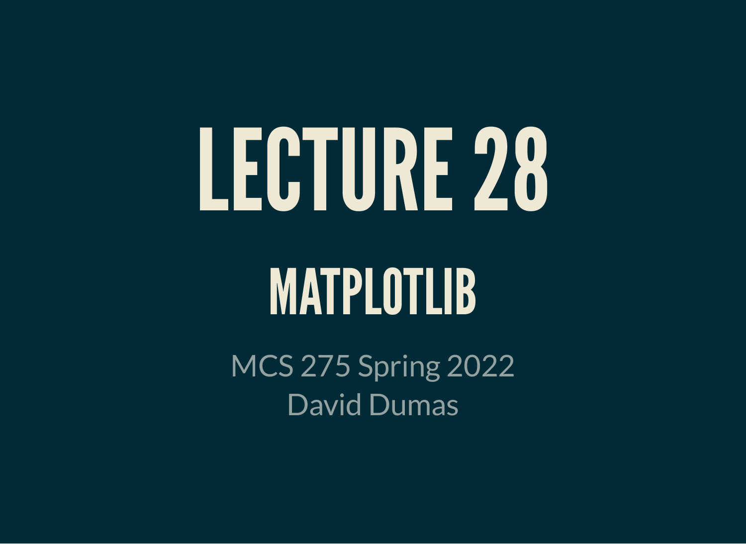# LECTURE 28

## MATPLOTLIB

MCS 275 Spring 2022
David Dumas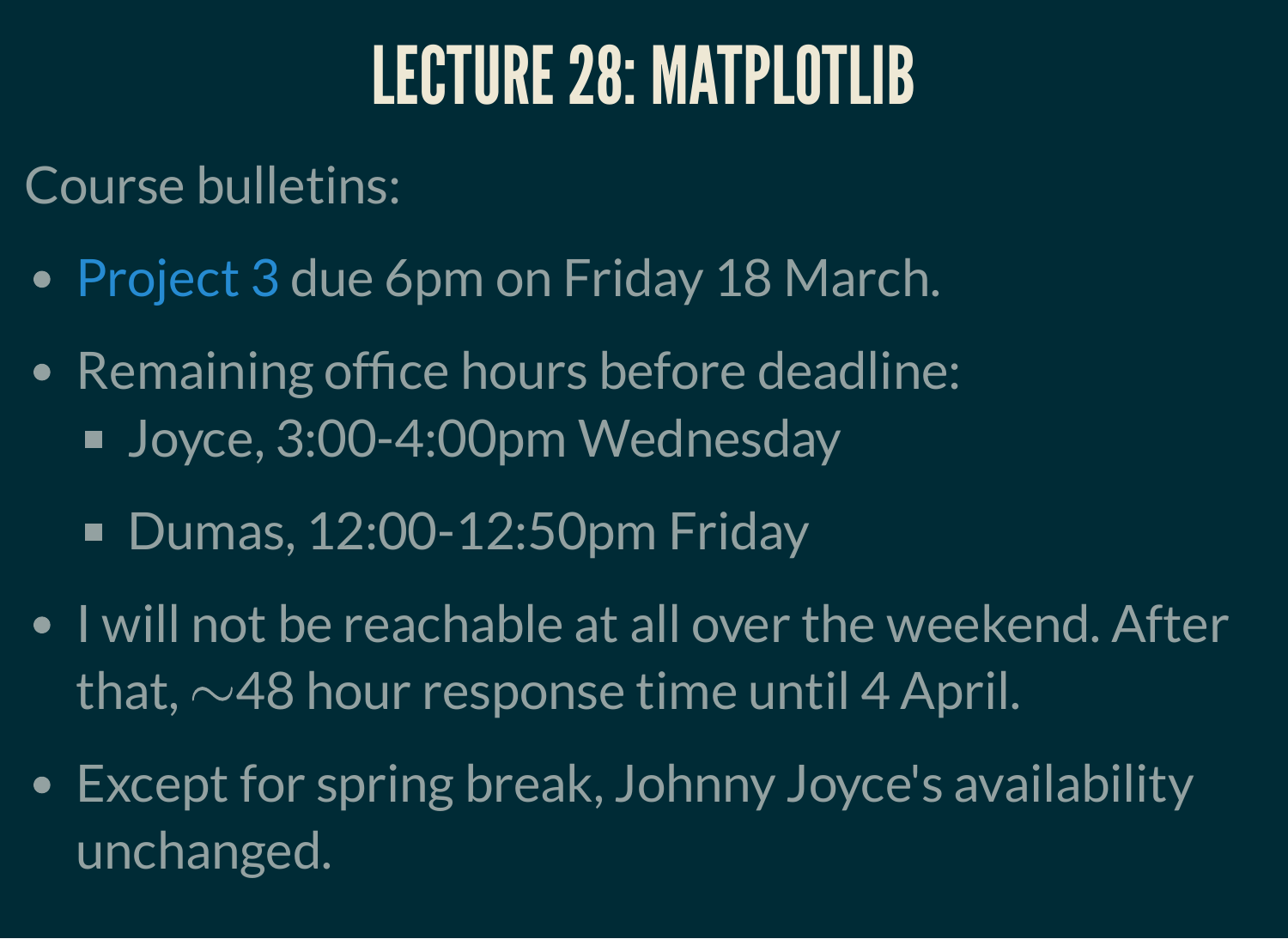# LECTURE 28: MATPLOTLIB

Course bulletins:

- Project 3 due 6pm on Friday 18 March.
- Remaining office hours before deadline:
  - Joyce, 3:00-4:00pm Wednesday
  - Dumas, 12:00-12:50pm Friday
- I will not be reachable at all over the weekend. After that, $\sim$48 hour response time until 4 April.
- Except for spring break, Johnny Joyce's availability unchanged.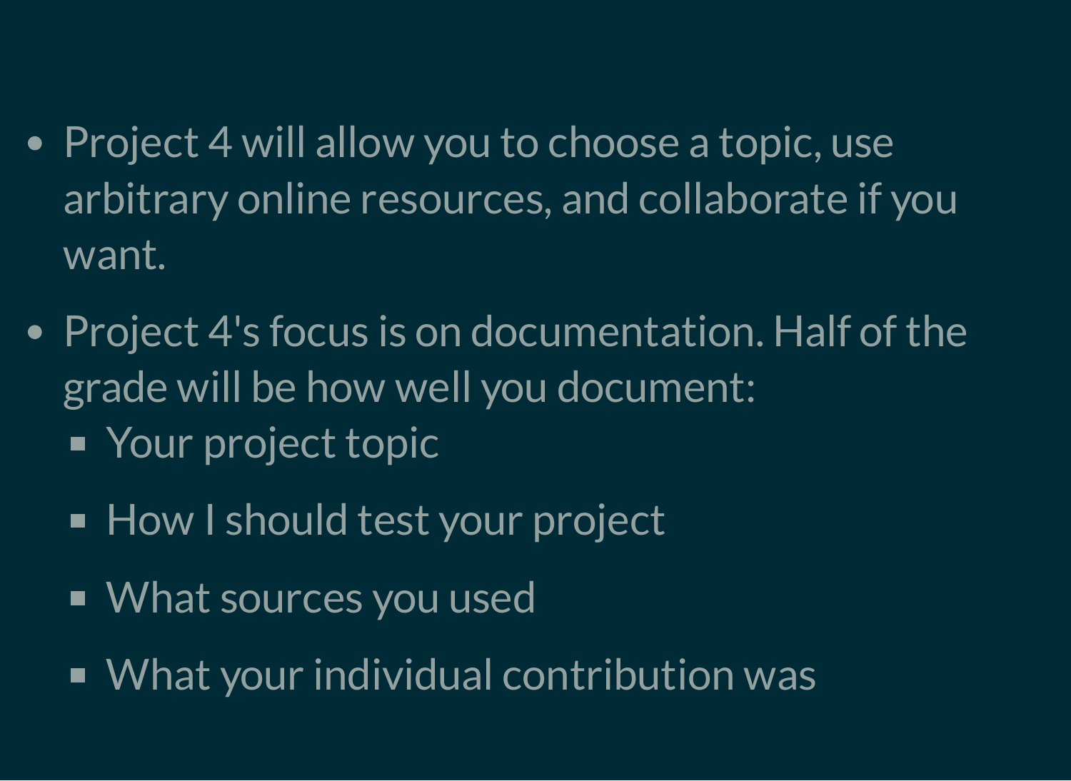- Project 4 will allow you to choose a topic, use arbitrary online resources, and collaborate if you want.
- Project 4's focus is on documentation. Half of the grade will be how well you document:
  - Your project topic
  - How I should test your project
  - What sources you used
  - What your individual contribution was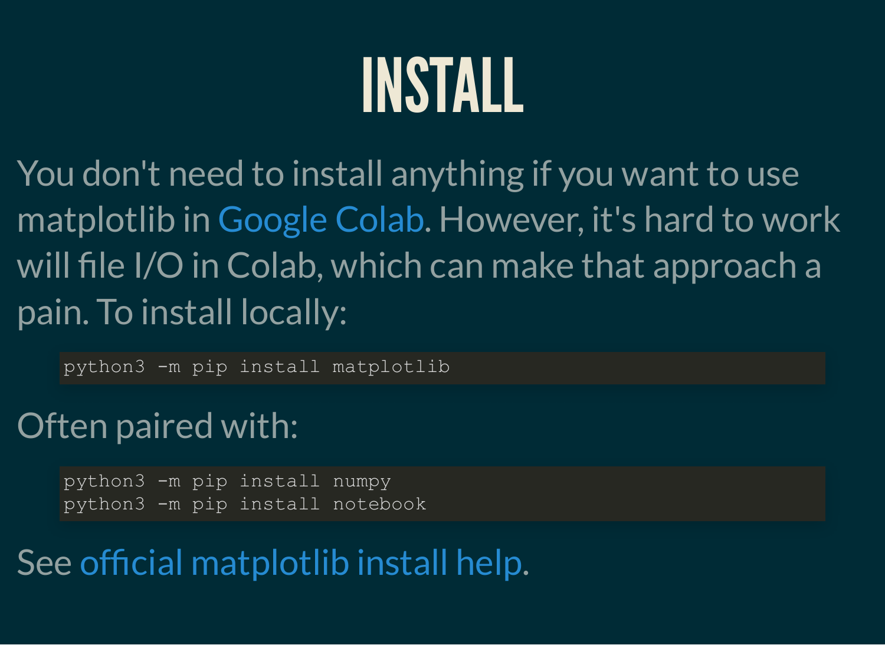# INSTALL

You don't need to install anything if you want to use matplotlib in Google Colab. However, it's hard to work will file I/O in Colab, which can make that approach a pain. To install locally:

```
python3 -m pip install matplotlib
```

Often paired with:

```
python3 -m pip install numpy
python3 -m pip install notebook
```

See official matplotlib install help.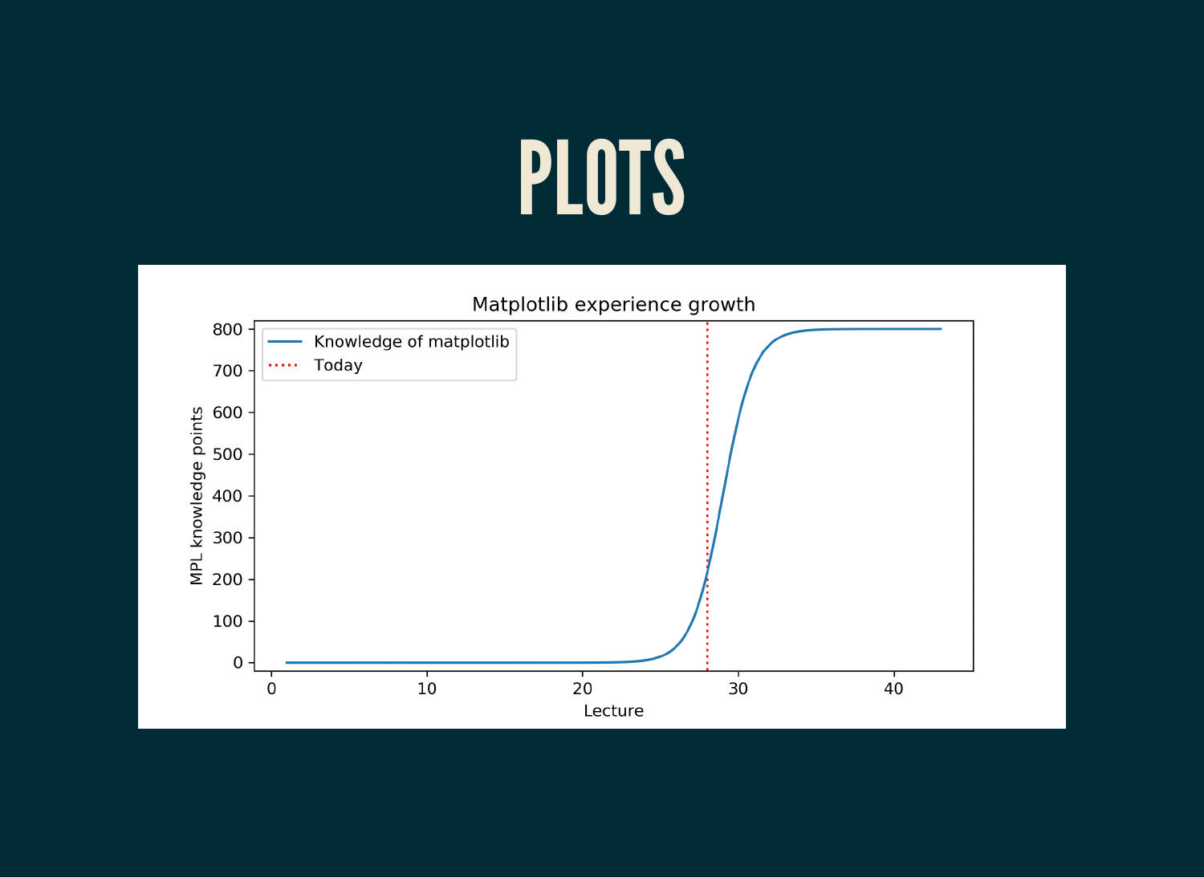# PLOTS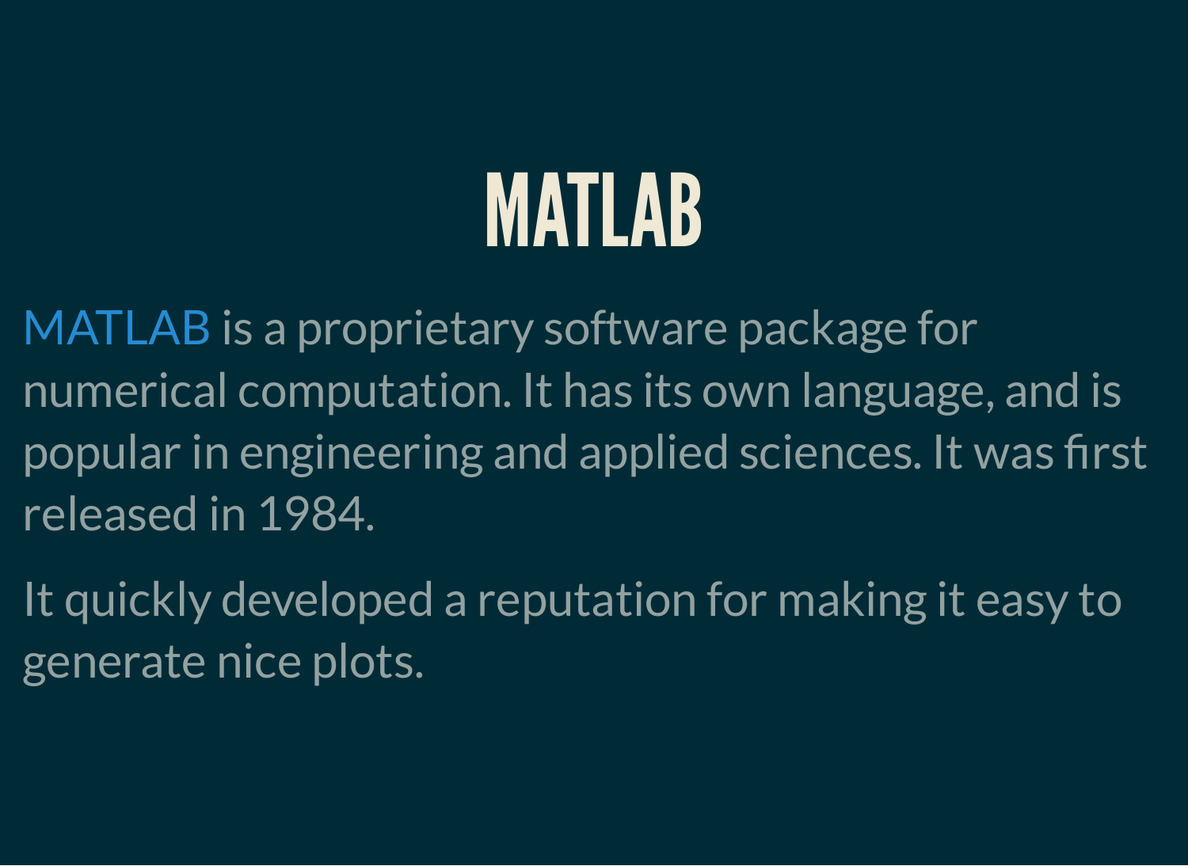# MATLAB

MATLAB is a proprietary software package for numerical computation. It has its own language, and is popular in engineering and applied sciences. It was first released in 1984.

It quickly developed a reputation for making it easy to generate nice plots.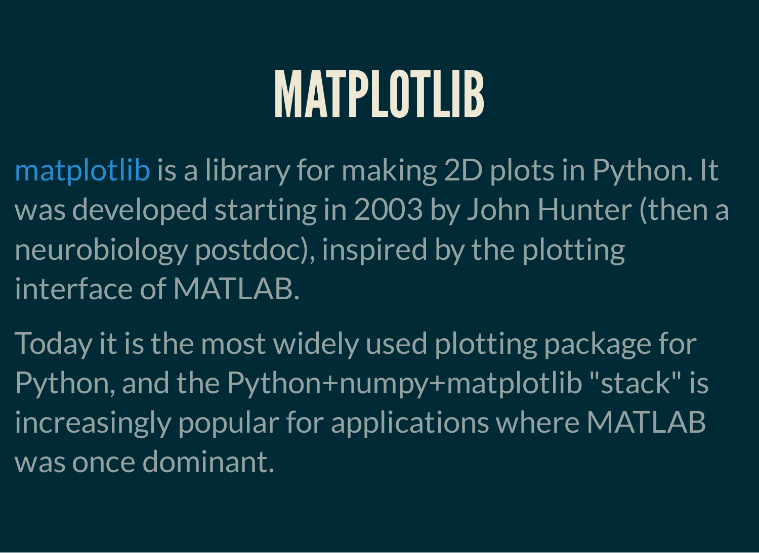# MATPLOTLIB

matplotlib is a library for making 2D plots in Python. It was developed starting in 2003 by John Hunter (then a neurobiology postdoc), inspired by the plotting interface of MATLAB.

Today it is the most widely used plotting package for Python, and the Python+numpy+matplotlib "stack" is increasingly popular for applications where MATLAB was once dominant.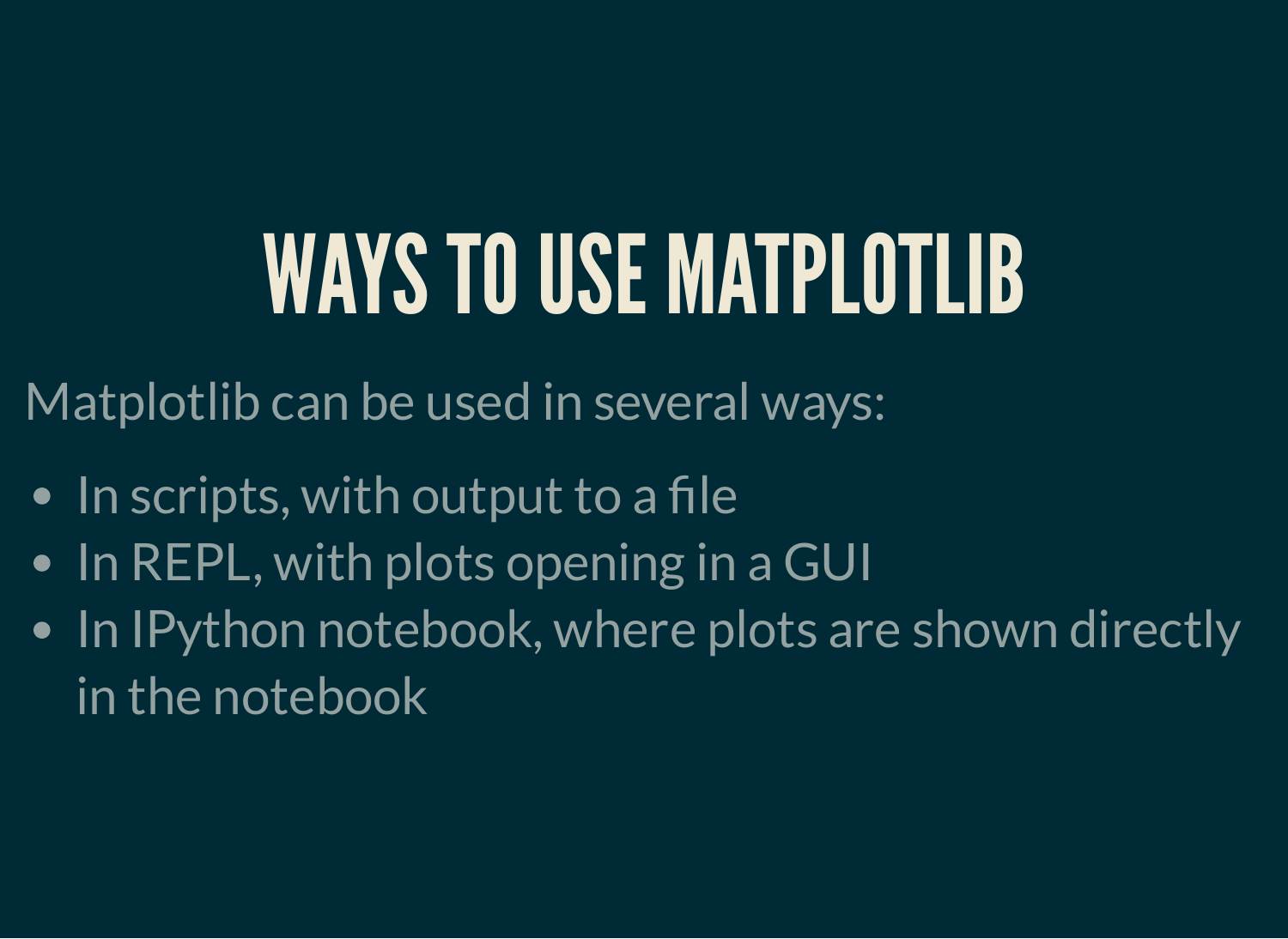# WAYS TO USE MATPLOTLIB

Matplotlib can be used in several ways:

- In scripts, with output to a file
- In REPL, with plots opening in a GUI
- In IPython notebook, where plots are shown directly in the notebook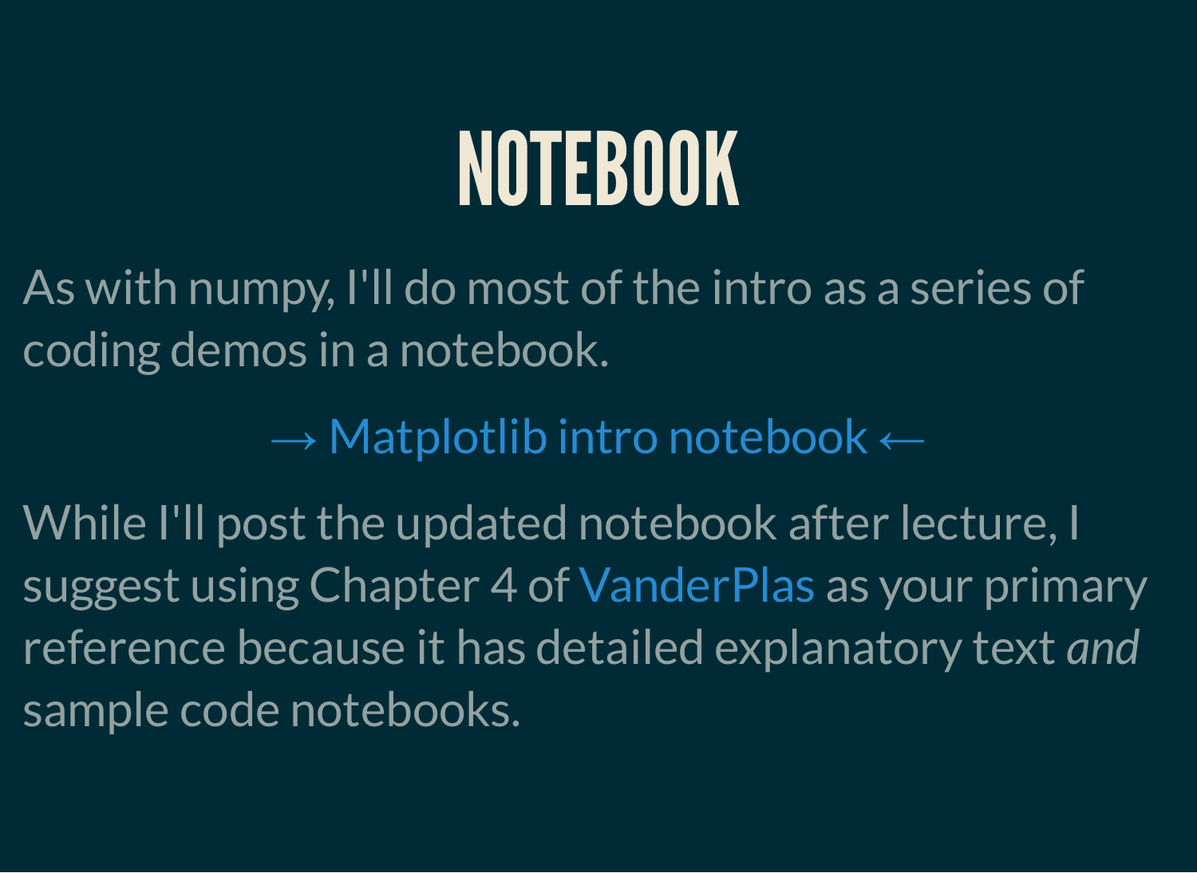# NOTEBOOK

As with numpy, I'll do most of the intro as a series of coding demos in a notebook.

→ Matplotlib intro notebook ←

While I'll post the updated notebook after lecture, I suggest using Chapter 4 of VanderPlas as your primary reference because it has detailed explanatory text *and* sample code notebooks.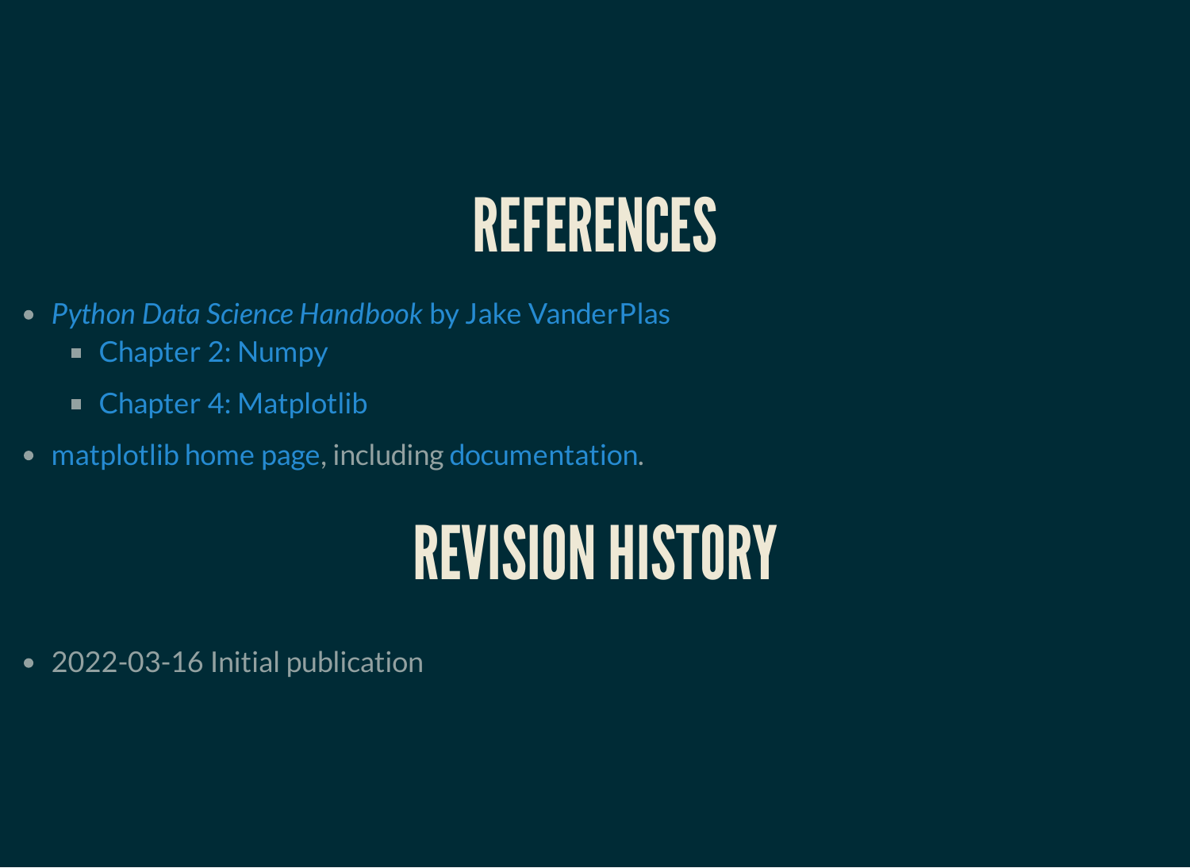# REFERENCES

- *Python Data Science Handbook* by Jake VanderPlas
  - Chapter 2: Numpy
  - Chapter 4: Matplotlib
- matplotlib home page, including documentation.

# REVISION HISTORY

- 2022-03-16 Initial publication